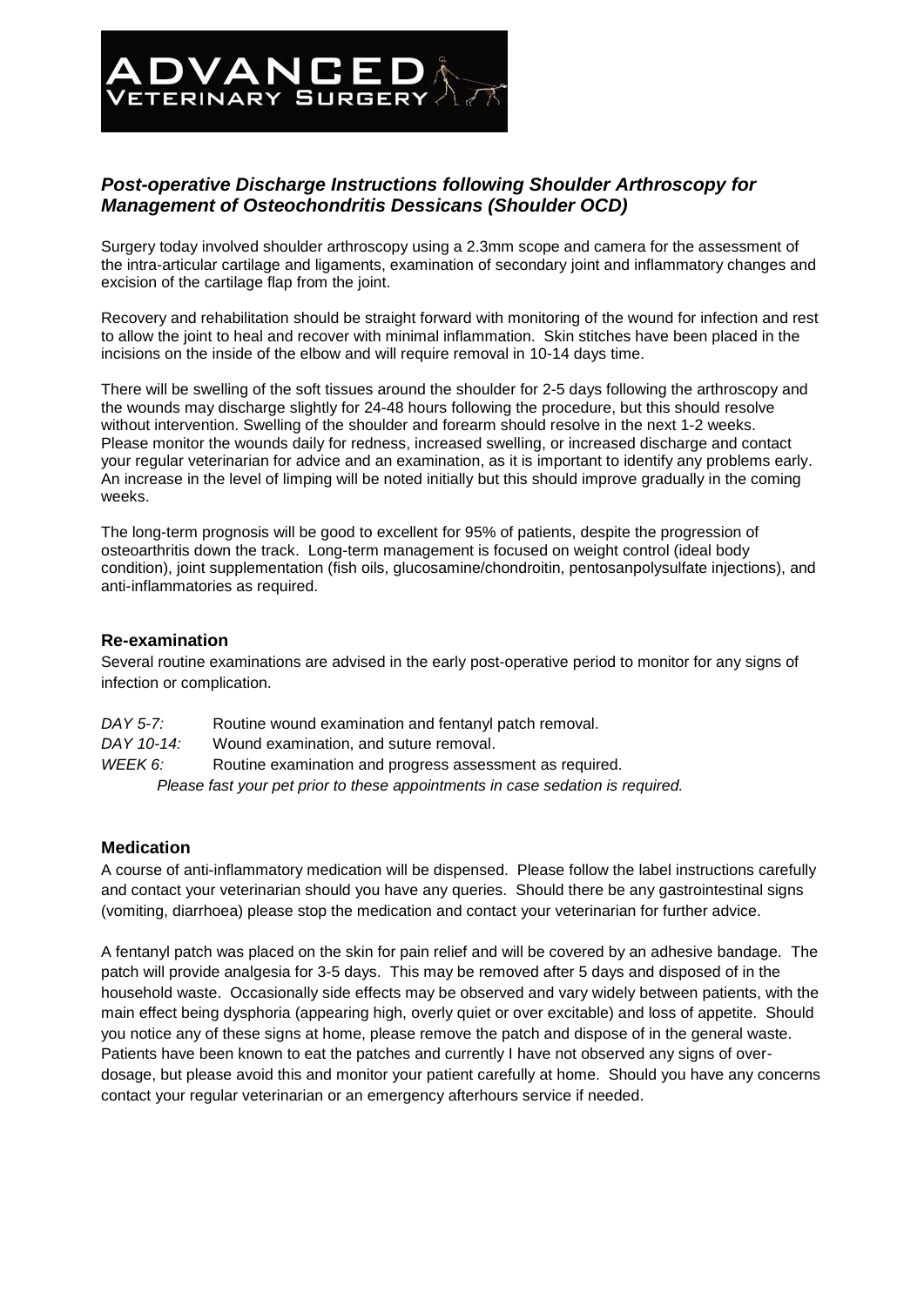ADVANCED VETERINARY SURGERY

## *Post-operative Discharge Instructions following Shoulder Arthroscopy for Management of Osteochondritis Dessicans (Shoulder OCD)*

Surgery today involved shoulder arthroscopy using a 2.3mm scope and camera for the assessment of the intra-articular cartilage and ligaments, examination of secondary joint and inflammatory changes and excision of the cartilage flap from the joint.

Recovery and rehabilitation should be straight forward with monitoring of the wound for infection and rest to allow the joint to heal and recover with minimal inflammation. Skin stitches have been placed in the incisions on the inside of the elbow and will require removal in 10-14 days time.

There will be swelling of the soft tissues around the shoulder for 2-5 days following the arthroscopy and the wounds may discharge slightly for 24-48 hours following the procedure, but this should resolve without intervention. Swelling of the shoulder and forearm should resolve in the next 1-2 weeks. Please monitor the wounds daily for redness, increased swelling, or increased discharge and contact your regular veterinarian for advice and an examination, as it is important to identify any problems early. An increase in the level of limping will be noted initially but this should improve gradually in the coming weeks.

The long-term prognosis will be good to excellent for 95% of patients, despite the progression of osteoarthritis down the track. Long-term management is focused on weight control (ideal body condition), joint supplementation (fish oils, glucosamine/chondroitin, pentosanpolysulfate injections), and anti-inflammatories as required.

### Re-examination

Several routine examinations are advised in the early post-operative period to monitor for any signs of infection or complication.

*DAY 5-7:* Routine wound examination and fentanyl patch removal.
*DAY 10-14:* Wound examination, and suture removal.
*WEEK 6:* Routine examination and progress assessment as required.

*Please fast your pet prior to these appointments in case sedation is required.*

### Medication

A course of anti-inflammatory medication will be dispensed. Please follow the label instructions carefully and contact your veterinarian should you have any queries. Should there be any gastrointestinal signs (vomiting, diarrhoea) please stop the medication and contact your veterinarian for further advice.

A fentanyl patch was placed on the skin for pain relief and will be covered by an adhesive bandage. The patch will provide analgesia for 3-5 days. This may be removed after 5 days and disposed of in the household waste. Occasionally side effects may be observed and vary widely between patients, with the main effect being dysphoria (appearing high, overly quiet or over excitable) and loss of appetite. Should you notice any of these signs at home, please remove the patch and dispose of in the general waste. Patients have been known to eat the patches and currently I have not observed any signs of over-dosage, but please avoid this and monitor your patient carefully at home. Should you have any concerns contact your regular veterinarian or an emergency afterhours service if needed.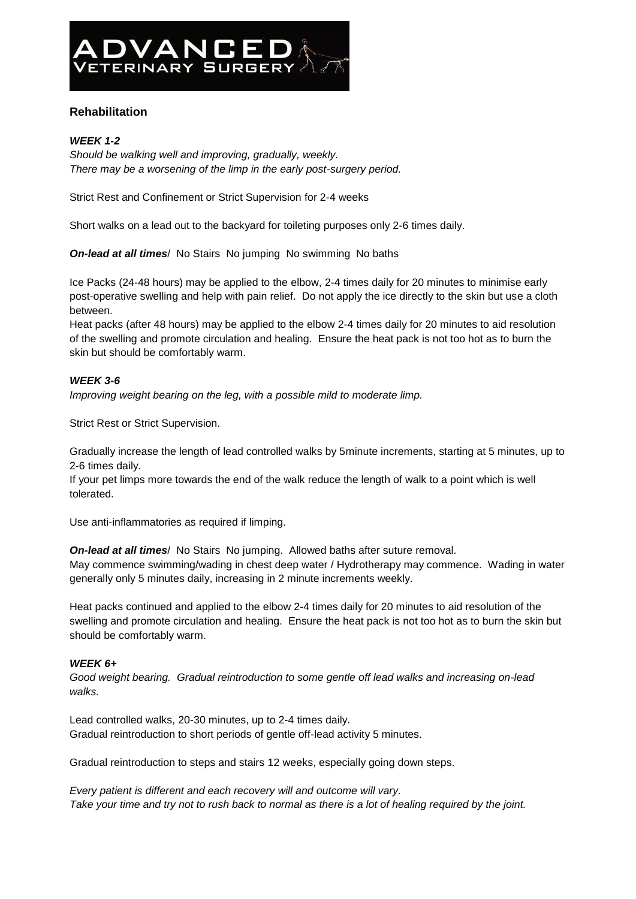## Rehabilitation

### *WEEK 1-2*

*Should be walking well and improving, gradually, weekly.*
*There may be a worsening of the limp in the early post-surgery period.*

Strict Rest and Confinement or Strict Supervision for 2-4 weeks

Short walks on a lead out to the backyard for toileting purposes only 2-6 times daily.

***On-lead at all times***/ No Stairs No jumping No swimming No baths

Ice Packs (24-48 hours) may be applied to the elbow, 2-4 times daily for 20 minutes to minimise early post-operative swelling and help with pain relief. Do not apply the ice directly to the skin but use a cloth between.

Heat packs (after 48 hours) may be applied to the elbow 2-4 times daily for 20 minutes to aid resolution of the swelling and promote circulation and healing. Ensure the heat pack is not too hot as to burn the skin but should be comfortably warm.

### *WEEK 3-6*

*Improving weight bearing on the leg, with a possible mild to moderate limp.*

Strict Rest or Strict Supervision.

Gradually increase the length of lead controlled walks by 5minute increments, starting at 5 minutes, up to 2-6 times daily.

If your pet limps more towards the end of the walk reduce the length of walk to a point which is well tolerated.

Use anti-inflammatories as required if limping.

***On-lead at all times***/ No Stairs No jumping. Allowed baths after suture removal.

May commence swimming/wading in chest deep water / Hydrotherapy may commence. Wading in water generally only 5 minutes daily, increasing in 2 minute increments weekly.

Heat packs continued and applied to the elbow 2-4 times daily for 20 minutes to aid resolution of the swelling and promote circulation and healing. Ensure the heat pack is not too hot as to burn the skin but should be comfortably warm.

### *WEEK 6+*

*Good weight bearing. Gradual reintroduction to some gentle off lead walks and increasing on-lead walks.*

Lead controlled walks, 20-30 minutes, up to 2-4 times daily.
Gradual reintroduction to short periods of gentle off-lead activity 5 minutes.

Gradual reintroduction to steps and stairs 12 weeks, especially going down steps.

*Every patient is different and each recovery will and outcome will vary.*
*Take your time and try not to rush back to normal as there is a lot of healing required by the joint.*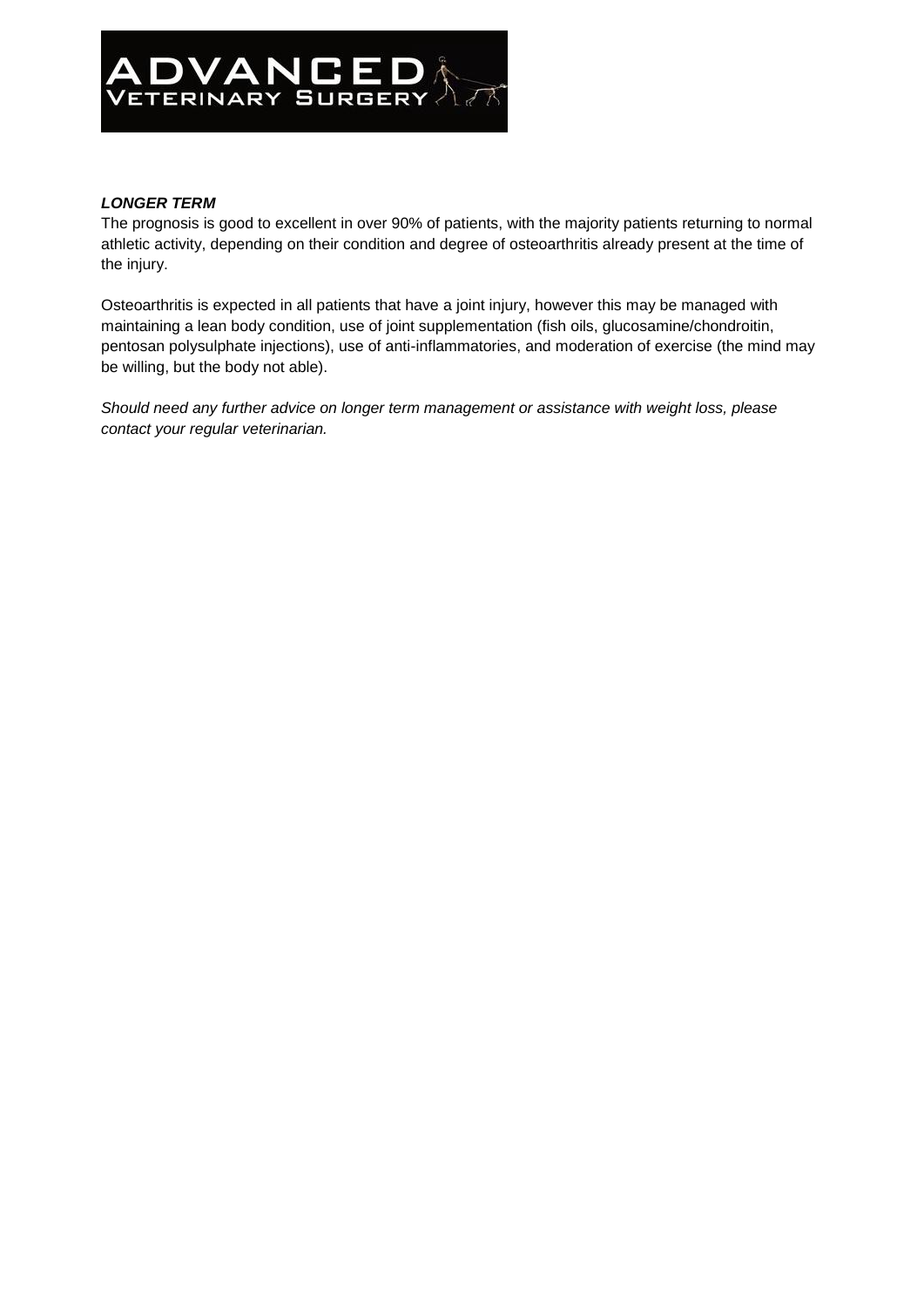***LONGER TERM***

The prognosis is good to excellent in over 90% of patients, with the majority patients returning to normal athletic activity, depending on their condition and degree of osteoarthritis already present at the time of the injury.

Osteoarthritis is expected in all patients that have a joint injury, however this may be managed with maintaining a lean body condition, use of joint supplementation (fish oils, glucosamine/chondroitin, pentosan polysulphate injections), use of anti-inflammatories, and moderation of exercise (the mind may be willing, but the body not able).

*Should need any further advice on longer term management or assistance with weight loss, please contact your regular veterinarian.*